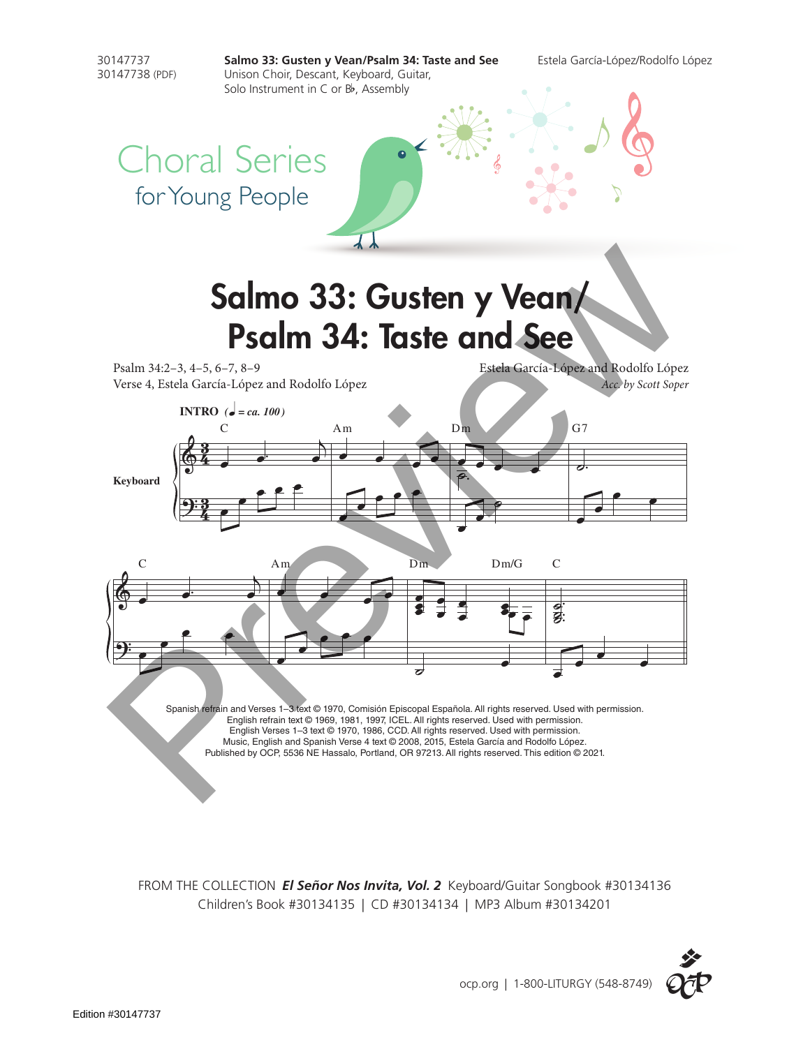30147737
30147738 (PDF)

**Salmo 33: Gusten y Vean/Psalm 34: Taste and See**
Unison Choir, Descant, Keyboard, Guitar,
Solo Instrument in C or B♭, Assembly

Estela García-López/Rodolfo López

Choral Series
for Young People

# Salmo 33: Gusten y Vean/ Psalm 34: Taste and See

Psalm 34:2–3, 4–5, 6–7, 8–9
Verse 4, Estela García-López and Rodolfo López

Estela García-López and Rodolfo López
*Acc. by Scott Soper*

**INTRO** (♩ = *ca. 100*)

C Am Dm G7

Keyboard

C Am Dm Dm/G C

Spanish refrain and Verses 1–3 text © 1970, Comisión Episcopal Española. All rights reserved. Used with permission.
English refrain text © 1969, 1981, 1997, ICEL. All rights reserved. Used with permission.
English Verses 1–3 text © 1970, 1986, CCD. All rights reserved. Used with permission.
Music, English and Spanish Verse 4 text © 2008, 2015, Estela García and Rodolfo López.
Published by OCP, 5536 NE Hassalo, Portland, OR 97213. All rights reserved. This edition © 2021.

FROM THE COLLECTION ***El Señor Nos Invita, Vol. 2*** Keyboard/Guitar Songbook #30134136
Children's Book #30134135 | CD #30134134 | MP3 Album #30134201

ocp.org | 1-800-LITURGY (548-8749)

Edition #30147737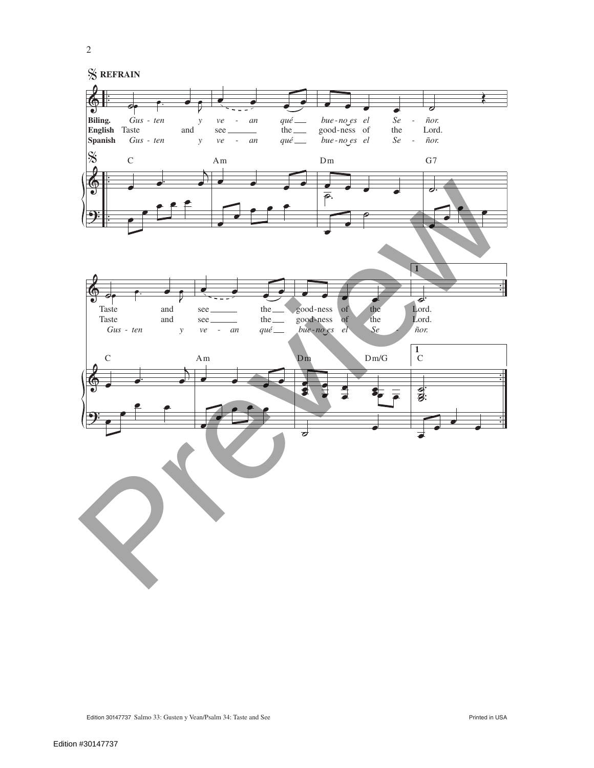𝄋 **REFRAIN**

| | | | | | | | | | | | | |
|---|---|---|---|---|---|---|---|---|---|---|---|---|
| **Biling.** | *Gus - ten* | *y* | *ve - an* | *qué* | *bue-no es* | *el* | *Se - ñor.* | Taste | and | see | the | good-ness of the Lord. |
| **English** | Taste | and | see | the | good-ness | of | the Lord. | Taste | and | see | the | good-ness of the Lord. |
| **Spanish** | *Gus - ten* | *y* | *ve - an* | *qué* | *bue-no es* | *el* | *Se - ñor.* | *Gus - ten* | *y* | *ve - an* | *qué* | *bue-no es el Se - ñor.* |

Chords: C — Am — Dm — G7 — C — Am — Dm — Dm/G — 1. C

Edition 30147737 Salmo 33: Gusten y Vean/Psalm 34: Taste and See

Printed in USA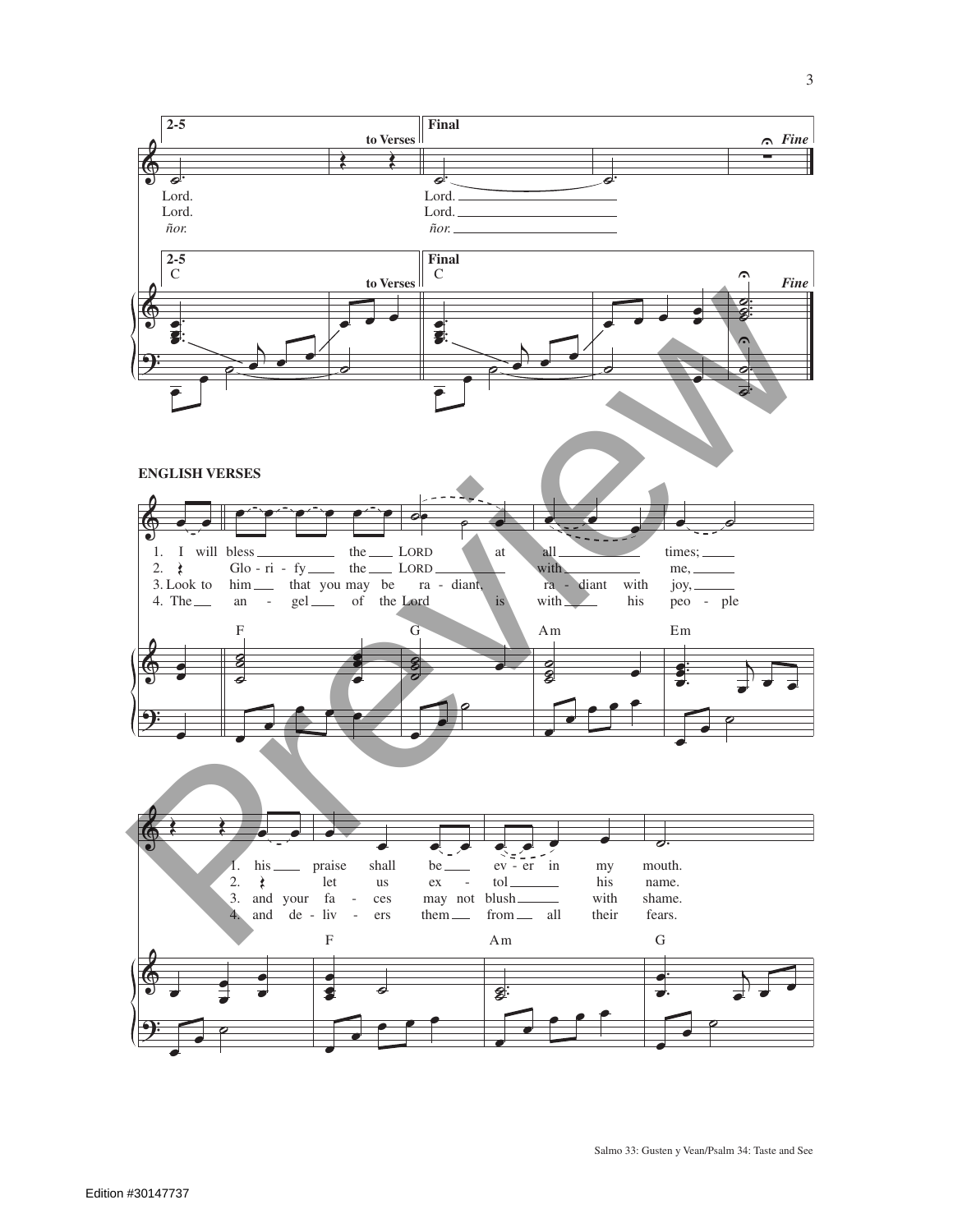**2-5** *to Verses*

Lord.
Lord.
*ñor.*

**Final** *Fine*

Lord.
Lord.
*ñor.*

**ENGLISH VERSES**

1. I will bless the LORD at all times;
2. Glo - ri - fy the LORD with me,
3. Look to him that you may be ra - diant, ra - diant with joy,
4. The an - gel of the Lord is with his peo - ple

F G Am Em

1. his praise shall be ev - er in my mouth.
2. let us ex - tol his name.
3. and your fa - ces may not blush with shame.
4. and de - liv - ers them from all their fears.

F Am G

Salmo 33: Gusten y Vean/Psalm 34: Taste and See

Edition #30147737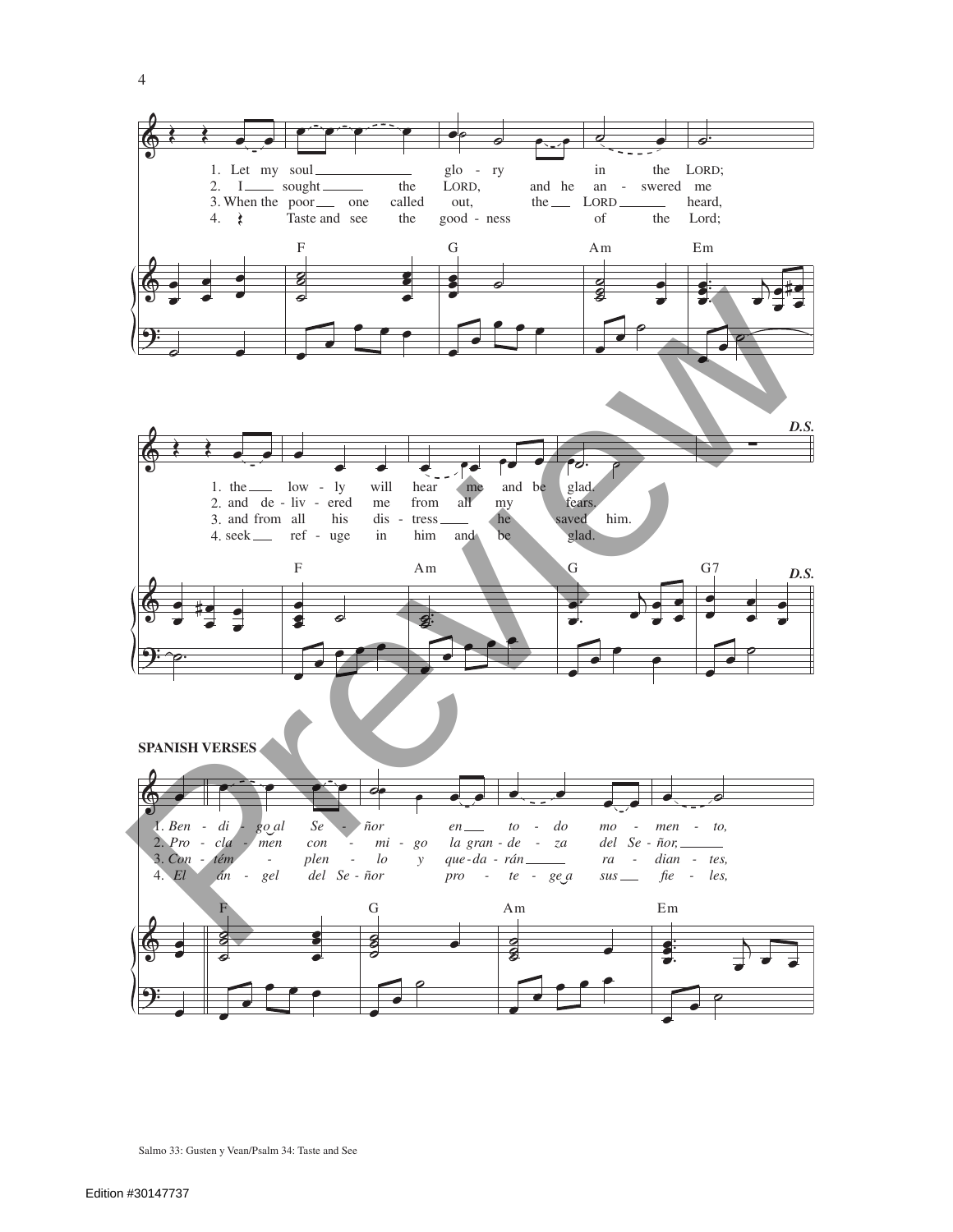1. Let my soul glo - ry in the LORD;
2. I sought the LORD, and he an - swered me
3. When the poor one called out, the LORD heard,
4. Taste and see the good - ness of the Lord;

F G Am Em

1. the low - ly will hear me and be glad.
2. and de - liv - ered me from all my fears.
3. and from all his dis - tress he saved him.
4. seek ref - uge in him and be glad.

F Am G G7 *D.S.*

**SPANISH VERSES**

1. *Ben - di - go al Se - ñor en to - do mo - men - to,*
2. *Pro - cla - men con - mi - go la gran - de - za del Se - ñor,*
3. *Con - tém - plen - lo y que - da - rán ra - dian - tes,*
4. *El án - gel del Se - ñor pro - te - ge a sus fie - les,*

F G Am Em

Salmo 33: Gusten y Vean/Psalm 34: Taste and See

Edition #30147737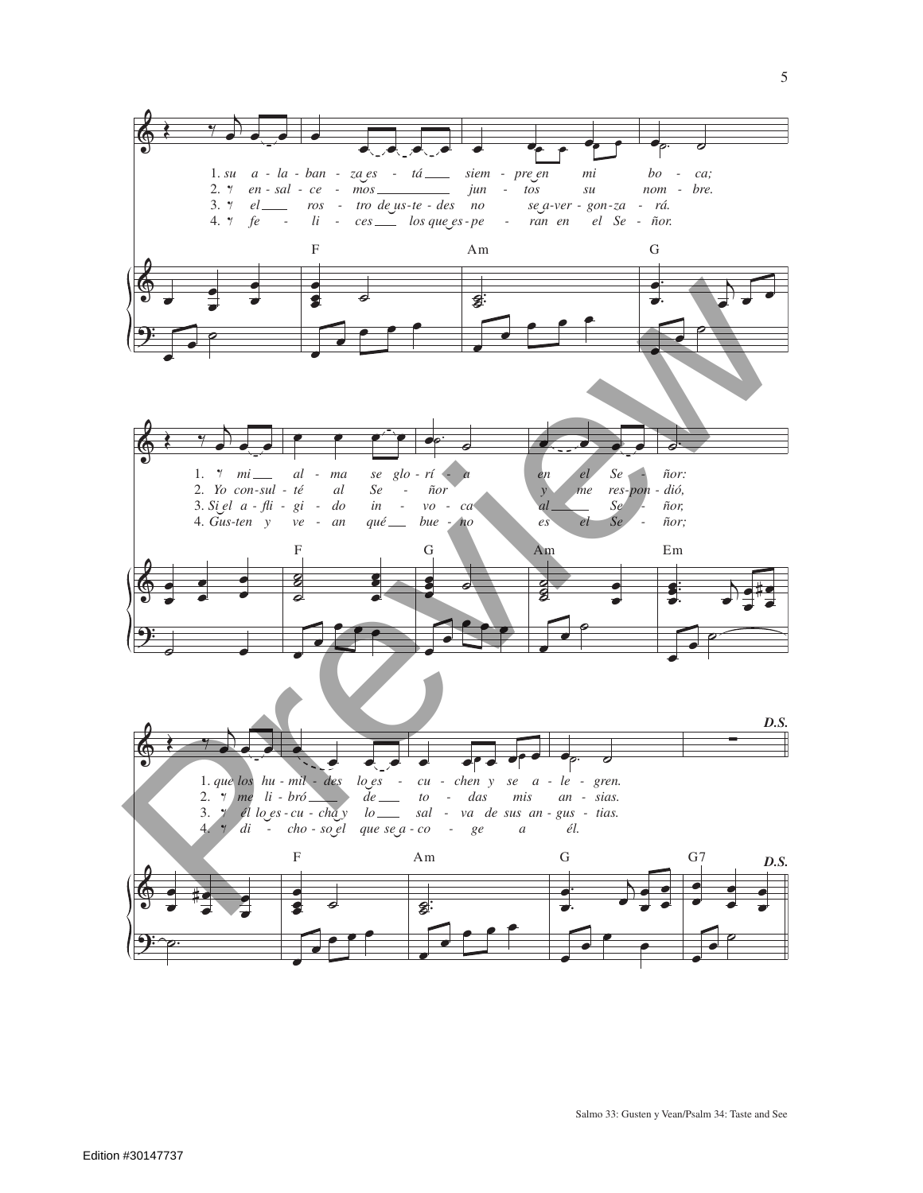1. *su a - la - ban - za es - tá siem - pre en mi bo - ca;*
2. *en - sal - ce - mos jun - tos su nom - bre.*
3. *el ros - tro de us - te - des no se a - ver - gon - za - rá.*
4. *fe - li - ces los que es - pe - ran en el Se - ñor.*

F Am G

1. *mi al - ma se glo - rí - a en el Se - ñor:*
2. *Yo con - sul - té al Se - ñor y me res - pon - dió,*
3. *Si el a - fli - gi - do in - vo - ca al Se - ñor,*
4. *Gus - ten y ve - an qué bue - no es el Se - ñor;*

F G Am Em

1. *que los hu - mil - des lo es - cu - chen y se a - le - gren.*
2. *me li - bró de to - das mis an - sias.*
3. *él lo es - cu - cha y lo sal - va de sus an - gus - tias.*
4. *di - cho - so el que se a - co - ge a él.*

F Am G G7

***D.S.***

Edition #30147737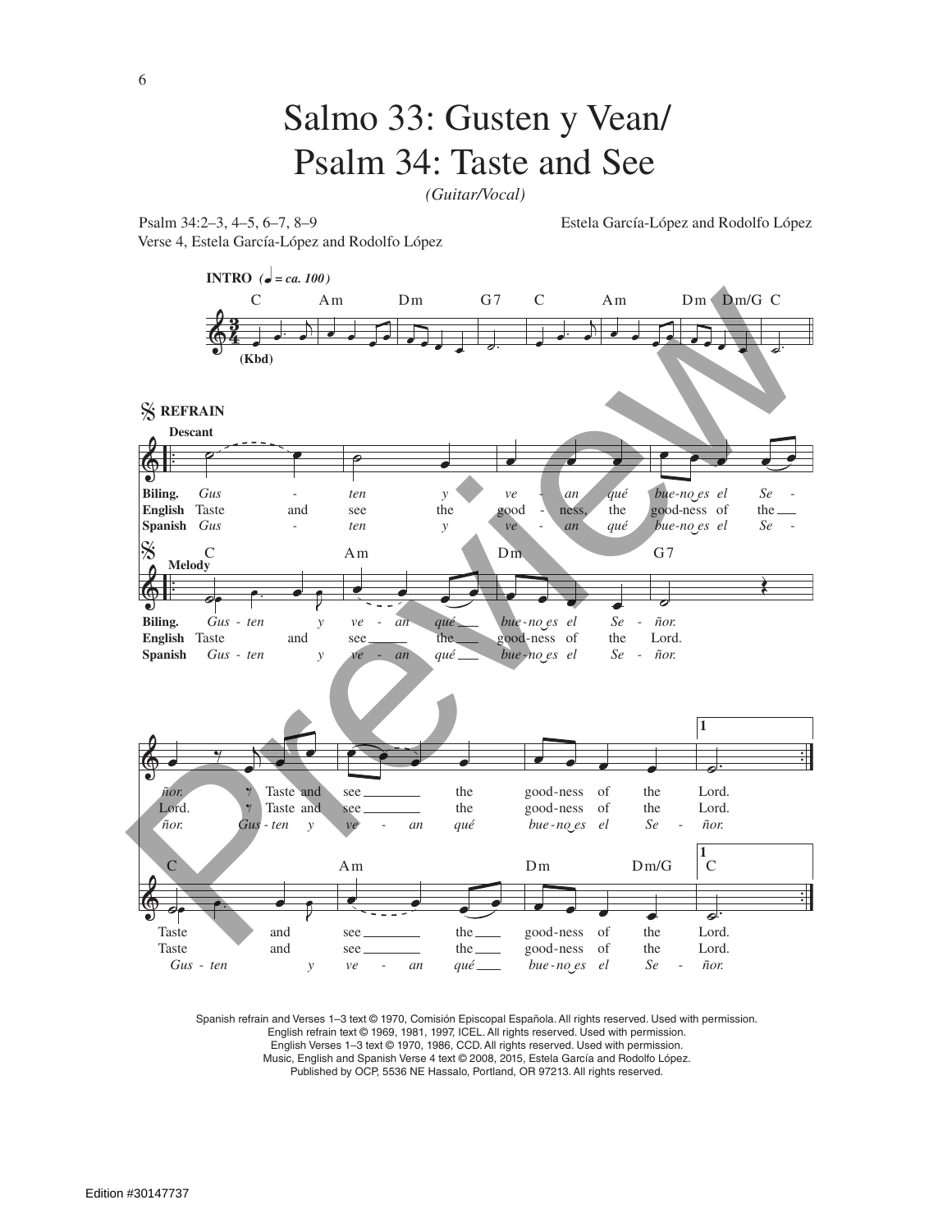# Salmo 33: Gusten y Vean/ Psalm 34: Taste and See

*(Guitar/Vocal)*

Psalm 34:2–3, 4–5, 6–7, 8–9
Verse 4, Estela García-López and Rodolfo López

Estela García-López and Rodolfo López

**INTRO** *(♩ = ca. 100)*

C Am Dm G7 C Am Dm Dm/G C

(Kbd)

**REFRAIN**

**Descant**

**Biling.** *Gus - ten y ve - an qué bue-no es el Se - ñor.* Taste and see the good-ness of the Lord.
**English** Taste and see the good - ness, the good-ness of the Lord. Taste and see the good-ness of the Lord.
**Spanish** *Gus - ten y ve - an qué bue-no es el Se - ñor. Gus - ten y ve - an qué bue - no es el Se - ñor.*

**Melody**

C Am Dm G7 C Am Dm Dm/G 1 C

**Biling.** *Gus - ten y ve - an qué bue-no es el Se - ñor.* Taste and see the good-ness of the Lord.
**English** Taste and see the good-ness of the Lord. Taste and see the good-ness of the Lord.
**Spanish** *Gus - ten y ve - an qué bue-no es el Se - ñor. Gus - ten y ve - an qué bue - no es el Se - ñor.*

Spanish refrain and Verses 1–3 text © 1970, Comisión Episcopal Española. All rights reserved. Used with permission.
English refrain text © 1969, 1981, 1997, ICEL. All rights reserved. Used with permission.
English Verses 1–3 text © 1970, 1986, CCD. All rights reserved. Used with permission.
Music, English and Spanish Verse 4 text © 2008, 2015, Estela García and Rodolfo López.
Published by OCP, 5536 NE Hassalo, Portland, OR 97213. All rights reserved.

Edition #30147737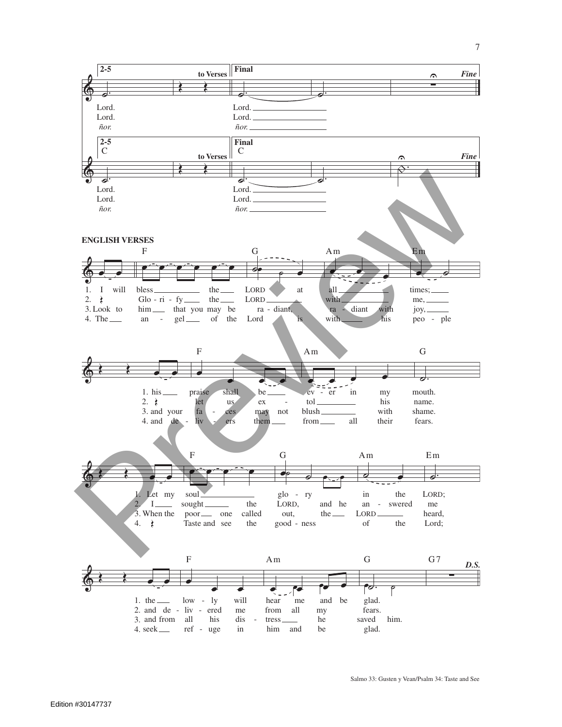**2-5** *to Verses* **Final** *Fine*

Lord.
Lord.
*ñor.*

Lord.
Lord.
*ñor.*

**2-5** C *to Verses* **Final** C *Fine*

Lord.
Lord.
*ñor.*

Lord.
Lord.
*ñor.*

**ENGLISH VERSES**

F G Am Em

1. I will bless the LORD at all times;
2. Glo - ri - fy the LORD with me,
3. Look to him that you may be ra - diant, ra - diant with joy,
4. The an - gel of the Lord is with his peo - ple

F Am G

1. his praise shall be ev - er in my mouth.
2. let us ex - tol his name.
3. and your fa - ces may not blush with shame.
4. and de - liv - ers them from all their fears.

F G Am Em

1. Let my soul glo - ry in the LORD;
2. I sought the LORD, and he an - swered me
3. When the poor one called out, the LORD heard,
4. Taste and see the good - ness of the Lord;

F Am G G7 *D.S.*

1. the low - ly will hear me and be glad.
2. and de - liv - ered me from all my fears.
3. and from all his dis - tress he saved him.
4. seek ref - uge in him and be glad.

Salmo 33: Gusten y Vean/Psalm 34: Taste and See

Edition #30147737

Preview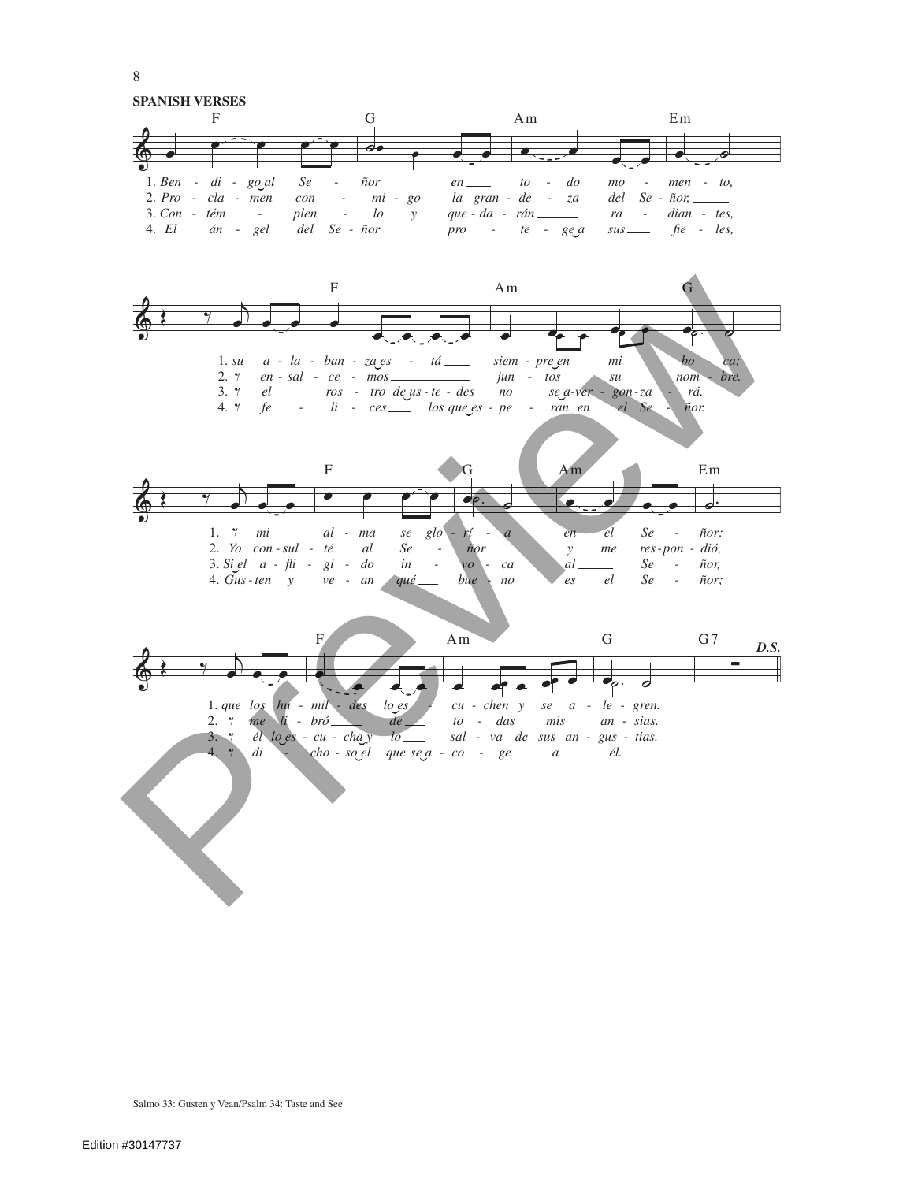## SPANISH VERSES

F G Am Em

1. *Ben - di - go al Se - ñor en to - do mo - men - to,*
2. *Pro - cla - men con - mi - go la gran - de - za del Se - ñor,*
3. *Con - tém - plen - lo y que - da - rán ra - dian - tes,*
4. *El án - gel del Se - ñor pro - te - ge a sus fie - les,*

F Am G

1. *su a - la - ban - za es - tá siem - pre en mi bo - ca;*
2. *en - sal - ce - mos jun - tos su nom - bre.*
3. *el ros - tro de us - te - des no se a-ver - gon-za - rá.*
4. *fe - li - ces los que es - pe - ran en el Se - ñor.*

F G Am Em

1. *mi al - ma se glo - rí - a en el Se - ñor:*
2. *Yo con - sul - té al Se - ñor y me res-pon - dió,*
3. *Si el a - fli - gi - do in - vo - ca al Se - ñor,*
4. *Gus - ten y ve - an qué bue - no es el Se - ñor;*

F Am G G7 *D.S.*

1. *que los hu - mil - des lo es - cu - chen y se a - le - gren.*
2. *me li - bró de to - das mis an - sias.*
3. *él lo es - cu - cha y lo sal - va de sus an - gus - tias.*
4. *di - cho - so el que se a - co - ge a él.*

Salmo 33: Gusten y Vean/Psalm 34: Taste and See

Edition #30147737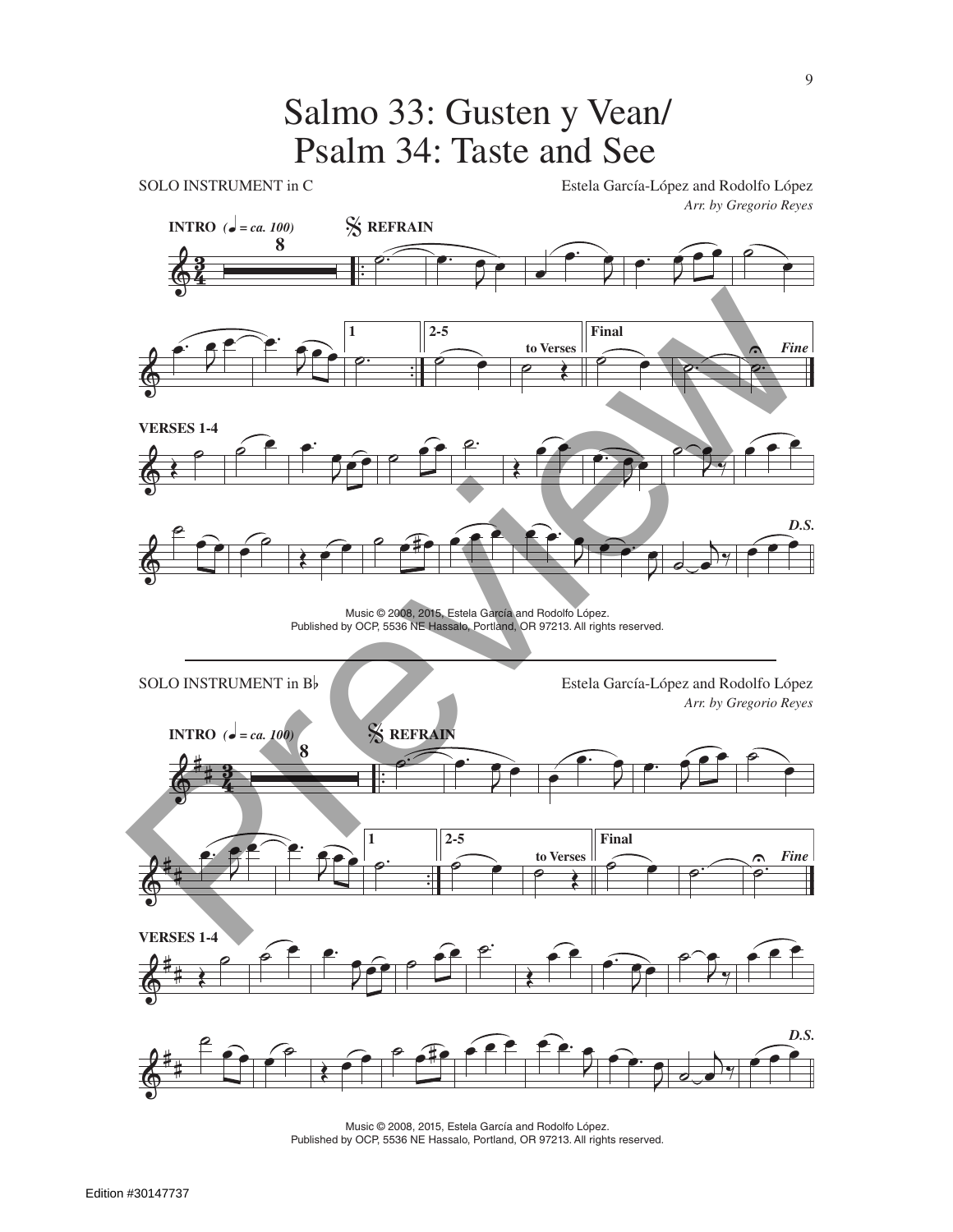# Salmo 33: Gusten y Vean/ Psalm 34: Taste and See

SOLO INSTRUMENT in C

Estela García-López and Rodolfo López
*Arr. by Gregorio Reyes*

**INTRO** *(♩ = ca. 100)* 8 𝄋 **REFRAIN**

**1** **2-5** **to Verses** **Final** ***Fine***

**VERSES 1-4**

***D.S.***

Music © 2008, 2015, Estela García and Rodolfo López.
Published by OCP, 5536 NE Hassalo, Portland, OR 97213. All rights reserved.

---

SOLO INSTRUMENT in B♭

Estela García-López and Rodolfo López
*Arr. by Gregorio Reyes*

**INTRO** *(♩ = ca. 100)* 8 𝄋 **REFRAIN**

**1** **2-5** **to Verses** **Final** ***Fine***

**VERSES 1-4**

***D.S.***

Music © 2008, 2015, Estela García and Rodolfo López.
Published by OCP, 5536 NE Hassalo, Portland, OR 97213. All rights reserved.

Edition #30147737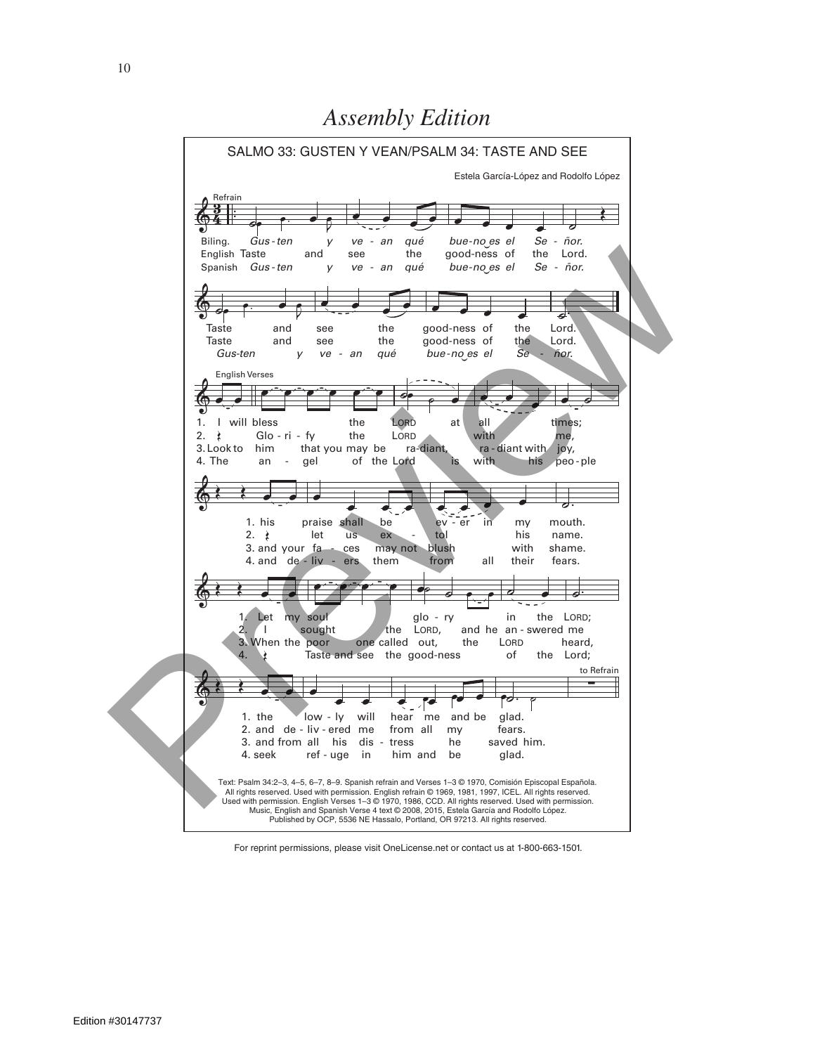# Assembly Edition

## SALMO 33: GUSTEN Y VEAN/PSALM 34: TASTE AND SEE

Estela García-López and Rodolfo López

Refrain

Biling. *Gus - ten y ve - an qué bue-no es el Se - ñor.*
English Taste and see the good-ness of the Lord.
Spanish *Gus - ten y ve - an qué bue-no es el Se - ñor.*

Taste and see the good-ness of the Lord.
Taste and see the good-ness of the Lord.
*Gus-ten y ve - an qué bue-no es el Se - ñor.*

English Verses

1. I will bless the LORD at all times;
2. Glo - ri - fy the LORD with me,
3. Look to him that you may be ra-diant, ra - diant with joy,
4. The an - gel of the Lord is with his peo-ple

1. his praise shall be ev - er in my mouth.
2. let us ex - tol his name.
3. and your fa - ces may not blush with shame.
4. and de - liv - ers them from all their fears.

1. Let my soul glo - ry in the LORD;
2. I sought the LORD, and he an - swered me
3. When the poor one called out, the LORD heard,
4. Taste and see the good-ness of the Lord;

to Refrain

1. the low - ly will hear me and be glad.
2. and de - liv - ered me from all my fears.
3. and from all his dis - tress he saved him.
4. seek ref - uge in him and be glad.

Text: Psalm 34:2–3, 4–5, 6–7, 8–9. Spanish refrain and Verses 1–3 © 1970, Comisión Episcopal Española. All rights reserved. Used with permission. English refrain © 1969, 1981, 1997, ICEL. All rights reserved. Used with permission. English Verses 1–3 © 1970, 1986, CCD. All rights reserved. Used with permission. Music, English and Spanish Verse 4 text © 2008, 2015, Estela García and Rodolfo López. Published by OCP, 5536 NE Hassalo, Portland, OR 97213. All rights reserved.

For reprint permissions, please visit OneLicense.net or contact us at 1-800-663-1501.

Edition #30147737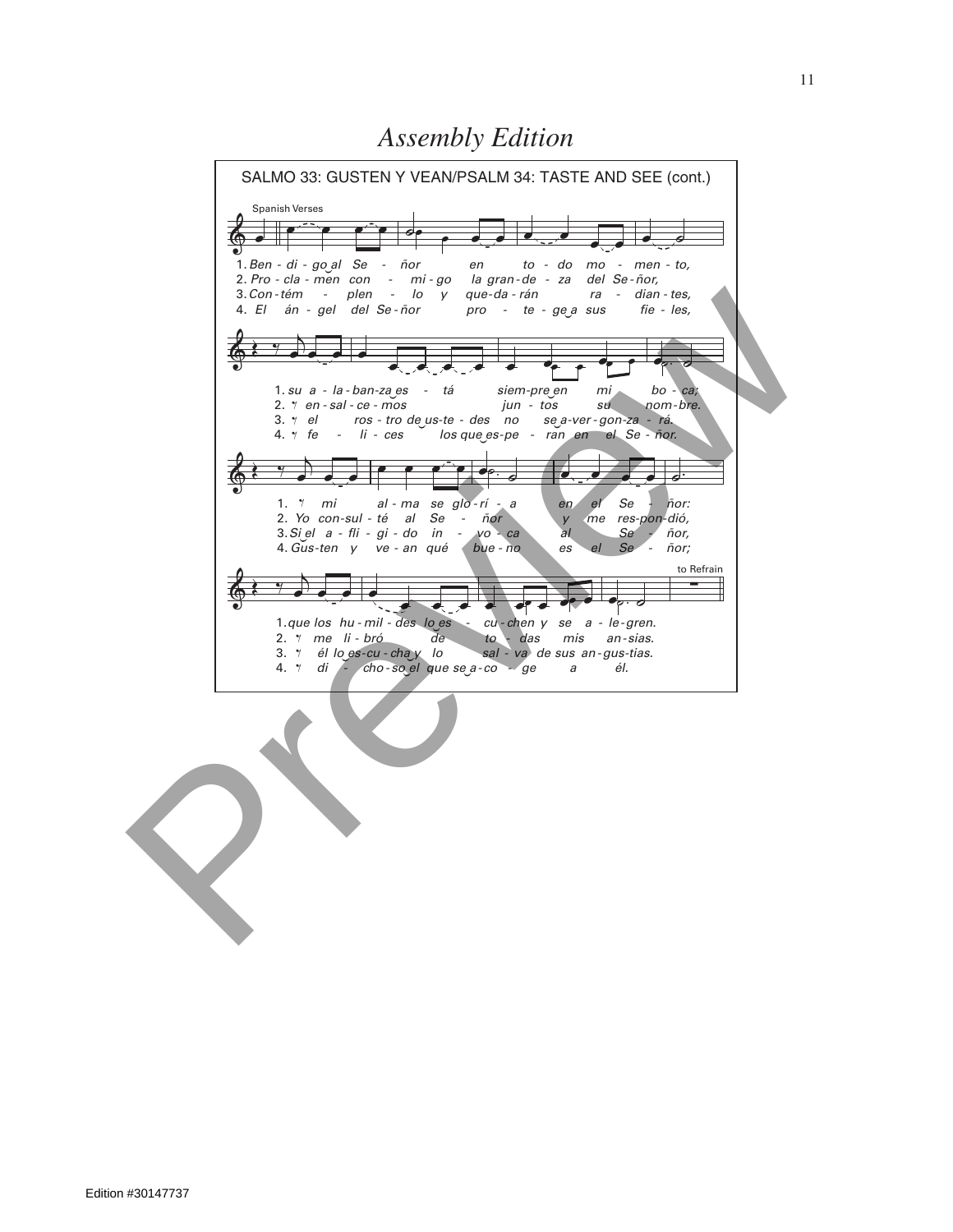# Assembly Edition

SALMO 33: GUSTEN Y VEAN/PSALM 34: TASTE AND SEE (cont.)

Spanish Verses

1. Ben - di - go al Se - ñor en to - do mo - men - to,
2. Pro - cla - men con - mi - go la gran - de - za del Se - ñor,
3. Con - tém - plen - lo y que - da - rán ra - dian - tes,
4. El án - gel del Se - ñor pro - te - ge a sus fie - les,

1. su a - la - ban - za es - tá siem - pre en mi bo - ca;
2. en - sal - ce - mos jun - tos su nom - bre.
3. el ros - tro de us - te - des no se a - ver - gon - za - rá.
4. fe - li - ces los que es - pe - ran en el Se - ñor.

1. mi al - ma se glo - rí - a en el Se - ñor:
2. Yo con - sul - té al Se - ñor y me res - pon - dió,
3. Si el a - fli - gi - do in - vo - ca al Se - ñor,
4. Gus - ten y ve - an qué bue - no es el Se - ñor;

to Refrain

1. que los hu - mil - des lo es - cu - chen y se a - le - gren.
2. me li - bró de to - das mis an - sias.
3. él lo es - cu - cha y lo sal - va de sus an - gus - tias.
4. di - cho - so el que se a - co - ge a él.

Edition #30147737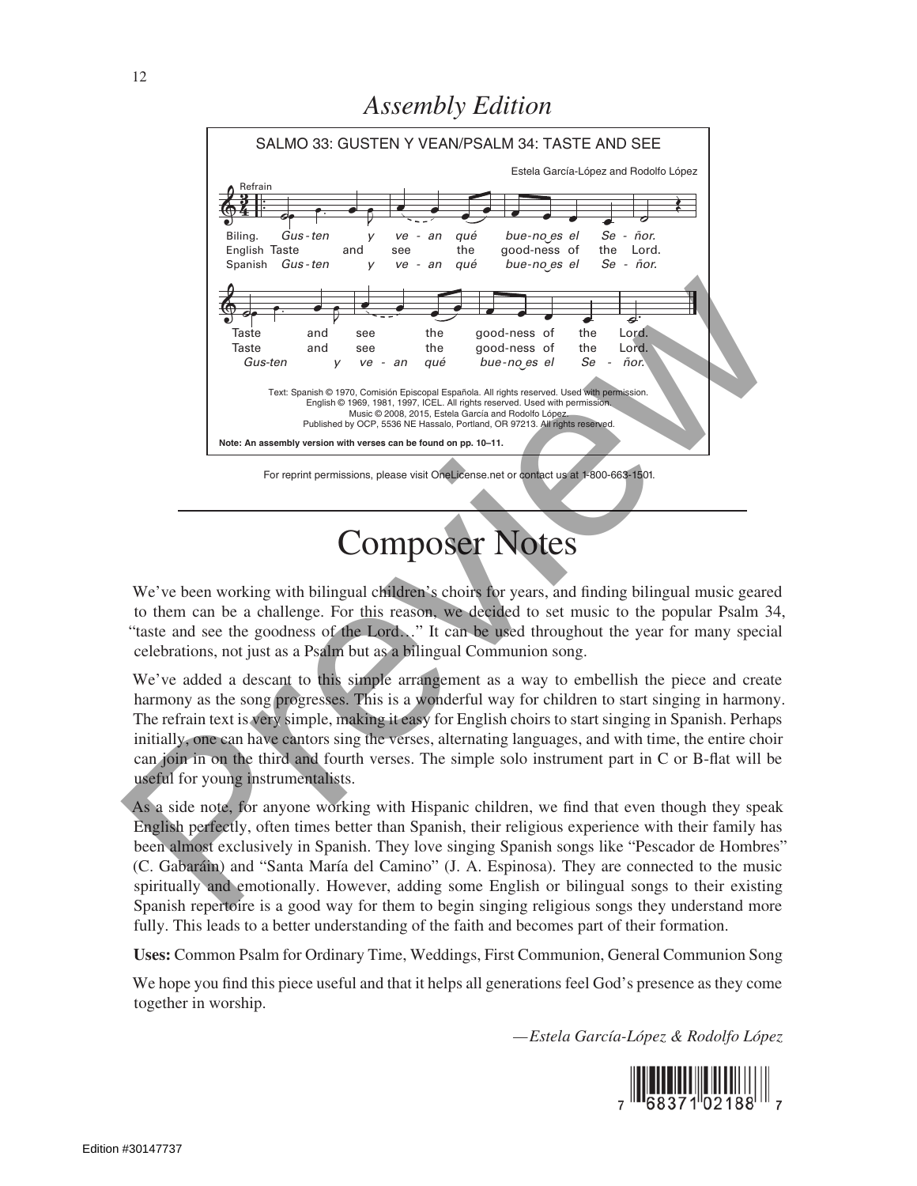## *Assembly Edition*

SALMO 33: GUSTEN Y VEAN/PSALM 34: TASTE AND SEE

Estela García-López and Rodolfo López

Refrain

Biling. *Gus - ten y ve - an qué bue-no es el Se - ñor.*
English Taste and see the good-ness of the Lord.
Spanish *Gus - ten y ve - an qué bue-no es el Se - ñor.*

Taste and see the good-ness of the Lord.
Taste and see the good-ness of the Lord.
*Gus-ten y ve - an qué bue-no es el Se - ñor.*

Text: Spanish © 1970, Comisión Episcopal Española. All rights reserved. Used with permission.
English © 1969, 1981, 1997, ICEL. All rights reserved. Used with permission.
Music © 2008, 2015, Estela García and Rodolfo López.
Published by OCP, 5536 NE Hassalo, Portland, OR 97213. All rights reserved.

**Note: An assembly version with verses can be found on pp. 10–11.**

For reprint permissions, please visit OneLicense.net or contact us at 1-800-663-1501.

# Composer Notes

We've been working with bilingual children's choirs for years, and finding bilingual music geared to them can be a challenge. For this reason, we decided to set music to the popular Psalm 34, "taste and see the goodness of the Lord…" It can be used throughout the year for many special celebrations, not just as a Psalm but as a bilingual Communion song.

We've added a descant to this simple arrangement as a way to embellish the piece and create harmony as the song progresses. This is a wonderful way for children to start singing in harmony. The refrain text is very simple, making it easy for English choirs to start singing in Spanish. Perhaps initially, one can have cantors sing the verses, alternating languages, and with time, the entire choir can join in on the third and fourth verses. The simple solo instrument part in C or B-flat will be useful for young instrumentalists.

As a side note, for anyone working with Hispanic children, we find that even though they speak English perfectly, often times better than Spanish, their religious experience with their family has been almost exclusively in Spanish. They love singing Spanish songs like "Pescador de Hombres" (C. Gabaráin) and "Santa María del Camino" (J. A. Espinosa). They are connected to the music spiritually and emotionally. However, adding some English or bilingual songs to their existing Spanish repertoire is a good way for them to begin singing religious songs they understand more fully. This leads to a better understanding of the faith and becomes part of their formation.

**Uses:** Common Psalm for Ordinary Time, Weddings, First Communion, General Communion Song

We hope you find this piece useful and that it helps all generations feel God's presence as they come together in worship.

*—Estela García-López & Rodolfo López*

7 68371 02188 7

Edition #30147737